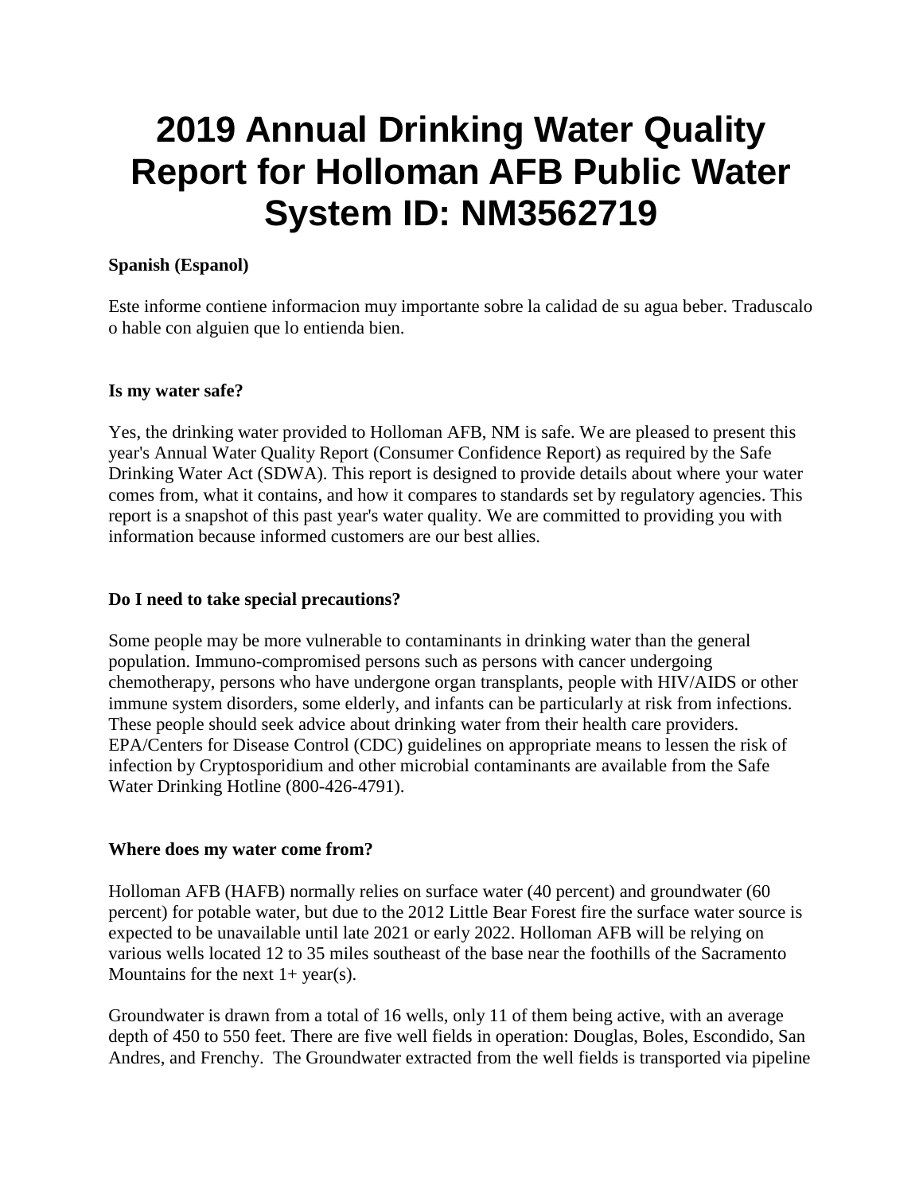# 2019 Annual Drinking Water Quality Report for Holloman AFB Public Water System ID: NM3562719

**Spanish (Espanol)**

Este informe contiene informacion muy importante sobre la calidad de su agua beber. Traduscalo o hable con alguien que lo entienda bien.

**Is my water safe?**

Yes, the drinking water provided to Holloman AFB, NM is safe. We are pleased to present this year's Annual Water Quality Report (Consumer Confidence Report) as required by the Safe Drinking Water Act (SDWA). This report is designed to provide details about where your water comes from, what it contains, and how it compares to standards set by regulatory agencies. This report is a snapshot of this past year's water quality. We are committed to providing you with information because informed customers are our best allies.

**Do I need to take special precautions?**

Some people may be more vulnerable to contaminants in drinking water than the general population. Immuno-compromised persons such as persons with cancer undergoing chemotherapy, persons who have undergone organ transplants, people with HIV/AIDS or other immune system disorders, some elderly, and infants can be particularly at risk from infections. These people should seek advice about drinking water from their health care providers. EPA/Centers for Disease Control (CDC) guidelines on appropriate means to lessen the risk of infection by Cryptosporidium and other microbial contaminants are available from the Safe Water Drinking Hotline (800-426-4791).

**Where does my water come from?**

Holloman AFB (HAFB) normally relies on surface water (40 percent) and groundwater (60 percent) for potable water, but due to the 2012 Little Bear Forest fire the surface water source is expected to be unavailable until late 2021 or early 2022. Holloman AFB will be relying on various wells located 12 to 35 miles southeast of the base near the foothills of the Sacramento Mountains for the next 1+ year(s).

Groundwater is drawn from a total of 16 wells, only 11 of them being active, with an average depth of 450 to 550 feet. There are five well fields in operation: Douglas, Boles, Escondido, San Andres, and Frenchy. The Groundwater extracted from the well fields is transported via pipeline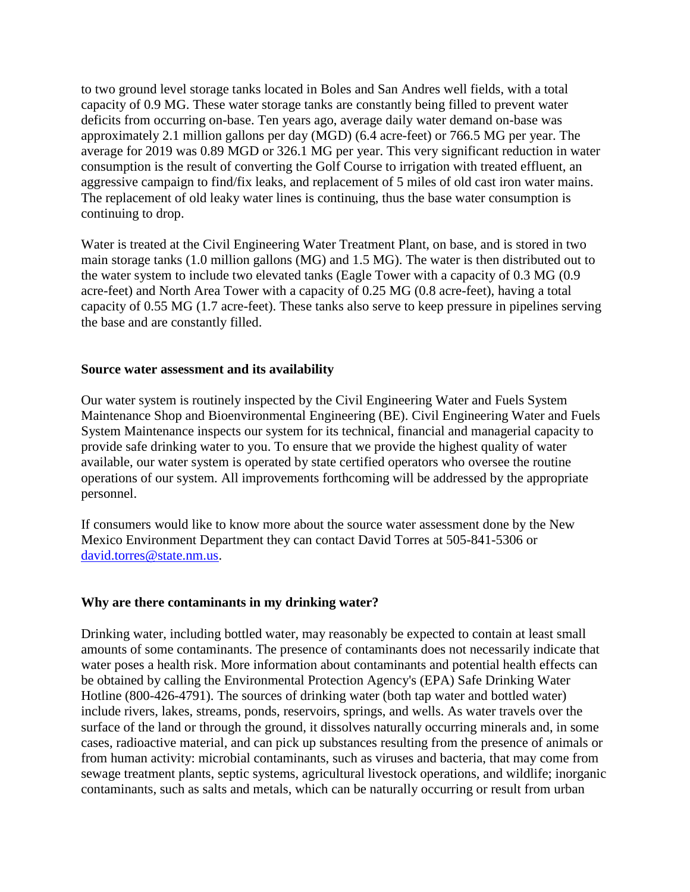to two ground level storage tanks located in Boles and San Andres well fields, with a total capacity of 0.9 MG. These water storage tanks are constantly being filled to prevent water deficits from occurring on-base. Ten years ago, average daily water demand on-base was approximately 2.1 million gallons per day (MGD) (6.4 acre-feet) or 766.5 MG per year. The average for 2019 was 0.89 MGD or 326.1 MG per year. This very significant reduction in water consumption is the result of converting the Golf Course to irrigation with treated effluent, an aggressive campaign to find/fix leaks, and replacement of 5 miles of old cast iron water mains. The replacement of old leaky water lines is continuing, thus the base water consumption is continuing to drop.

Water is treated at the Civil Engineering Water Treatment Plant, on base, and is stored in two main storage tanks (1.0 million gallons (MG) and 1.5 MG). The water is then distributed out to the water system to include two elevated tanks (Eagle Tower with a capacity of 0.3 MG (0.9 acre-feet) and North Area Tower with a capacity of 0.25 MG (0.8 acre-feet), having a total capacity of 0.55 MG (1.7 acre-feet). These tanks also serve to keep pressure in pipelines serving the base and are constantly filled.

**Source water assessment and its availability**

Our water system is routinely inspected by the Civil Engineering Water and Fuels System Maintenance Shop and Bioenvironmental Engineering (BE). Civil Engineering Water and Fuels System Maintenance inspects our system for its technical, financial and managerial capacity to provide safe drinking water to you. To ensure that we provide the highest quality of water available, our water system is operated by state certified operators who oversee the routine operations of our system. All improvements forthcoming will be addressed by the appropriate personnel.

If consumers would like to know more about the source water assessment done by the New Mexico Environment Department they can contact David Torres at 505-841-5306 or [david.torres@state.nm.us](mailto:david.torres@state.nm.us).

**Why are there contaminants in my drinking water?**

Drinking water, including bottled water, may reasonably be expected to contain at least small amounts of some contaminants. The presence of contaminants does not necessarily indicate that water poses a health risk. More information about contaminants and potential health effects can be obtained by calling the Environmental Protection Agency's (EPA) Safe Drinking Water Hotline (800-426-4791). The sources of drinking water (both tap water and bottled water) include rivers, lakes, streams, ponds, reservoirs, springs, and wells. As water travels over the surface of the land or through the ground, it dissolves naturally occurring minerals and, in some cases, radioactive material, and can pick up substances resulting from the presence of animals or from human activity: microbial contaminants, such as viruses and bacteria, that may come from sewage treatment plants, septic systems, agricultural livestock operations, and wildlife; inorganic contaminants, such as salts and metals, which can be naturally occurring or result from urban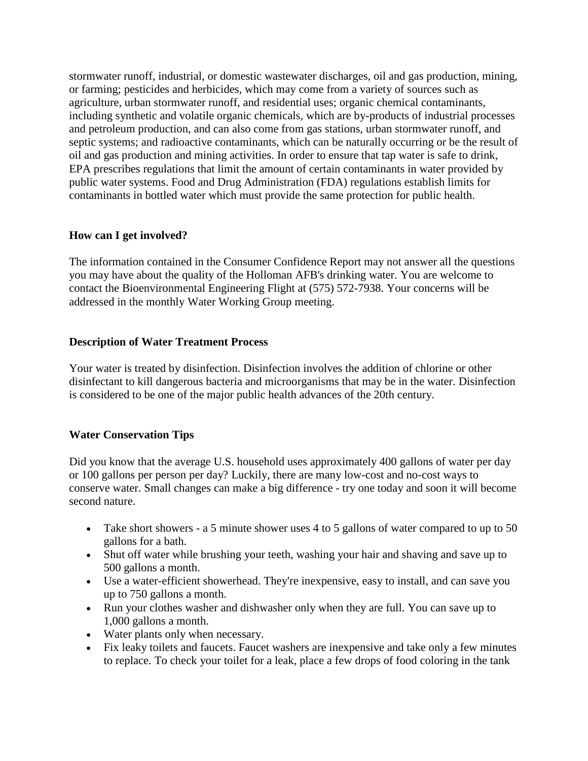stormwater runoff, industrial, or domestic wastewater discharges, oil and gas production, mining, or farming; pesticides and herbicides, which may come from a variety of sources such as agriculture, urban stormwater runoff, and residential uses; organic chemical contaminants, including synthetic and volatile organic chemicals, which are by-products of industrial processes and petroleum production, and can also come from gas stations, urban stormwater runoff, and septic systems; and radioactive contaminants, which can be naturally occurring or be the result of oil and gas production and mining activities. In order to ensure that tap water is safe to drink, EPA prescribes regulations that limit the amount of certain contaminants in water provided by public water systems. Food and Drug Administration (FDA) regulations establish limits for contaminants in bottled water which must provide the same protection for public health.

**How can I get involved?**

The information contained in the Consumer Confidence Report may not answer all the questions you may have about the quality of the Holloman AFB's drinking water. You are welcome to contact the Bioenvironmental Engineering Flight at (575) 572-7938. Your concerns will be addressed in the monthly Water Working Group meeting.

**Description of Water Treatment Process**

Your water is treated by disinfection. Disinfection involves the addition of chlorine or other disinfectant to kill dangerous bacteria and microorganisms that may be in the water. Disinfection is considered to be one of the major public health advances of the 20th century.

**Water Conservation Tips**

Did you know that the average U.S. household uses approximately 400 gallons of water per day or 100 gallons per person per day? Luckily, there are many low-cost and no-cost ways to conserve water. Small changes can make a big difference - try one today and soon it will become second nature.

- Take short showers - a 5 minute shower uses 4 to 5 gallons of water compared to up to 50 gallons for a bath.
- Shut off water while brushing your teeth, washing your hair and shaving and save up to 500 gallons a month.
- Use a water-efficient showerhead. They're inexpensive, easy to install, and can save you up to 750 gallons a month.
- Run your clothes washer and dishwasher only when they are full. You can save up to 1,000 gallons a month.
- Water plants only when necessary.
- Fix leaky toilets and faucets. Faucet washers are inexpensive and take only a few minutes to replace. To check your toilet for a leak, place a few drops of food coloring in the tank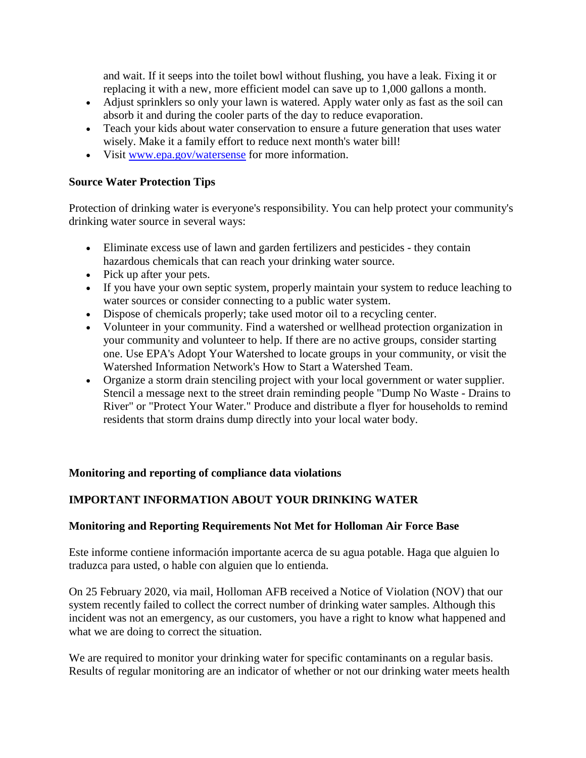and wait. If it seeps into the toilet bowl without flushing, you have a leak. Fixing it or replacing it with a new, more efficient model can save up to 1,000 gallons a month.

- Adjust sprinklers so only your lawn is watered. Apply water only as fast as the soil can absorb it and during the cooler parts of the day to reduce evaporation.
- Teach your kids about water conservation to ensure a future generation that uses water wisely. Make it a family effort to reduce next month's water bill!
- Visit [www.epa.gov/watersense](http://www.epa.gov/watersense) for more information.

**Source Water Protection Tips**

Protection of drinking water is everyone's responsibility. You can help protect your community's drinking water source in several ways:

- Eliminate excess use of lawn and garden fertilizers and pesticides - they contain hazardous chemicals that can reach your drinking water source.
- Pick up after your pets.
- If you have your own septic system, properly maintain your system to reduce leaching to water sources or consider connecting to a public water system.
- Dispose of chemicals properly; take used motor oil to a recycling center.
- Volunteer in your community. Find a watershed or wellhead protection organization in your community and volunteer to help. If there are no active groups, consider starting one. Use EPA's Adopt Your Watershed to locate groups in your community, or visit the Watershed Information Network's How to Start a Watershed Team.
- Organize a storm drain stenciling project with your local government or water supplier. Stencil a message next to the street drain reminding people "Dump No Waste - Drains to River" or "Protect Your Water." Produce and distribute a flyer for households to remind residents that storm drains dump directly into your local water body.

**Monitoring and reporting of compliance data violations**

**IMPORTANT INFORMATION ABOUT YOUR DRINKING WATER**

**Monitoring and Reporting Requirements Not Met for Holloman Air Force Base**

Este informe contiene información importante acerca de su agua potable. Haga que alguien lo traduzca para usted, o hable con alguien que lo entienda.

On 25 February 2020, via mail, Holloman AFB received a Notice of Violation (NOV) that our system recently failed to collect the correct number of drinking water samples. Although this incident was not an emergency, as our customers, you have a right to know what happened and what we are doing to correct the situation.

We are required to monitor your drinking water for specific contaminants on a regular basis. Results of regular monitoring are an indicator of whether or not our drinking water meets health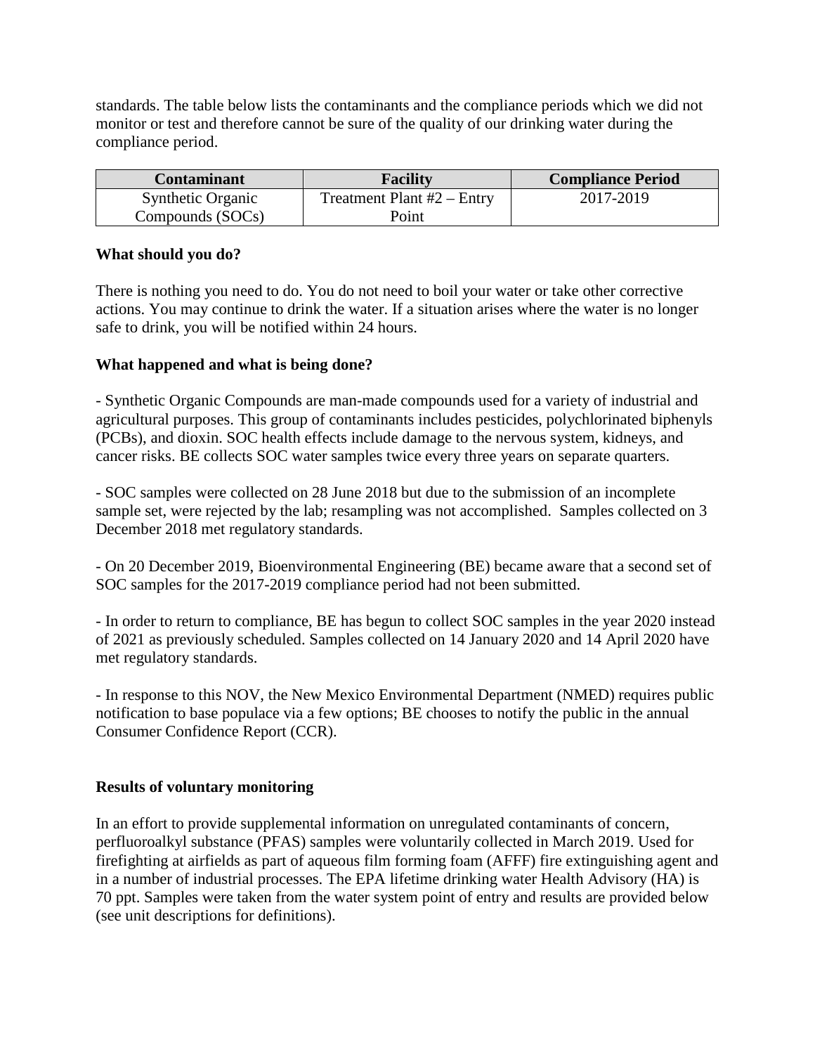standards. The table below lists the contaminants and the compliance periods which we did not monitor or test and therefore cannot be sure of the quality of our drinking water during the compliance period.

| Contaminant | Facility | Compliance Period |
| --- | --- | --- |
| Synthetic Organic Compounds (SOCs) | Treatment Plant #2 – Entry Point | 2017-2019 |

**What should you do?**

There is nothing you need to do. You do not need to boil your water or take other corrective actions. You may continue to drink the water. If a situation arises where the water is no longer safe to drink, you will be notified within 24 hours.

**What happened and what is being done?**

- Synthetic Organic Compounds are man-made compounds used for a variety of industrial and agricultural purposes. This group of contaminants includes pesticides, polychlorinated biphenyls (PCBs), and dioxin. SOC health effects include damage to the nervous system, kidneys, and cancer risks. BE collects SOC water samples twice every three years on separate quarters.

- SOC samples were collected on 28 June 2018 but due to the submission of an incomplete sample set, were rejected by the lab; resampling was not accomplished. Samples collected on 3 December 2018 met regulatory standards.

- On 20 December 2019, Bioenvironmental Engineering (BE) became aware that a second set of SOC samples for the 2017-2019 compliance period had not been submitted.

- In order to return to compliance, BE has begun to collect SOC samples in the year 2020 instead of 2021 as previously scheduled. Samples collected on 14 January 2020 and 14 April 2020 have met regulatory standards.

- In response to this NOV, the New Mexico Environmental Department (NMED) requires public notification to base populace via a few options; BE chooses to notify the public in the annual Consumer Confidence Report (CCR).

**Results of voluntary monitoring**

In an effort to provide supplemental information on unregulated contaminants of concern, perfluoroalkyl substance (PFAS) samples were voluntarily collected in March 2019. Used for firefighting at airfields as part of aqueous film forming foam (AFFF) fire extinguishing agent and in a number of industrial processes. The EPA lifetime drinking water Health Advisory (HA) is 70 ppt. Samples were taken from the water system point of entry and results are provided below (see unit descriptions for definitions).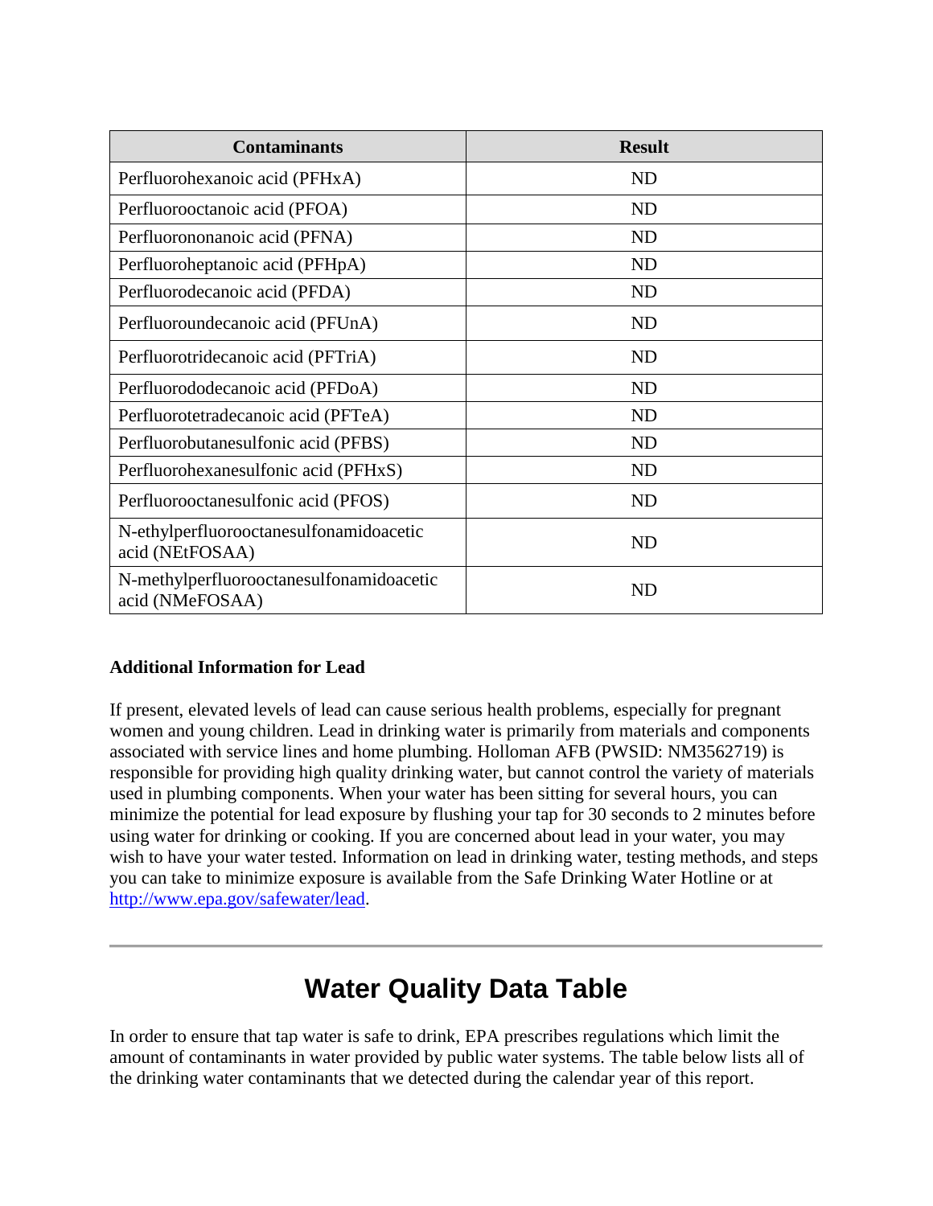| Contaminants | Result |
|---|---|
| Perfluorohexanoic acid (PFHxA) | ND |
| Perfluorooctanoic acid (PFOA) | ND |
| Perfluorononanoic acid (PFNA) | ND |
| Perfluoroheptanoic acid (PFHpA) | ND |
| Perfluorodecanoic acid (PFDA) | ND |
| Perfluoroundecanoic acid (PFUnA) | ND |
| Perfluorotridecanoic acid (PFTriA) | ND |
| Perfluorododecanoic acid (PFDoA) | ND |
| Perfluorotetradecanoic acid (PFTeA) | ND |
| Perfluorobutanesulfonic acid (PFBS) | ND |
| Perfluorohexanesulfonic acid (PFHxS) | ND |
| Perfluorooctanesulfonic acid (PFOS) | ND |
| N-ethylperfluorooctanesulfonamidoacetic acid (NEtFOSAA) | ND |
| N-methylperfluorooctanesulfonamidoacetic acid (NMeFOSAA) | ND |

**Additional Information for Lead**

If present, elevated levels of lead can cause serious health problems, especially for pregnant women and young children. Lead in drinking water is primarily from materials and components associated with service lines and home plumbing. Holloman AFB (PWSID: NM3562719) is responsible for providing high quality drinking water, but cannot control the variety of materials used in plumbing components. When your water has been sitting for several hours, you can minimize the potential for lead exposure by flushing your tap for 30 seconds to 2 minutes before using water for drinking or cooking. If you are concerned about lead in your water, you may wish to have your water tested. Information on lead in drinking water, testing methods, and steps you can take to minimize exposure is available from the Safe Drinking Water Hotline or at http://www.epa.gov/safewater/lead.

---

# Water Quality Data Table

In order to ensure that tap water is safe to drink, EPA prescribes regulations which limit the amount of contaminants in water provided by public water systems. The table below lists all of the drinking water contaminants that we detected during the calendar year of this report.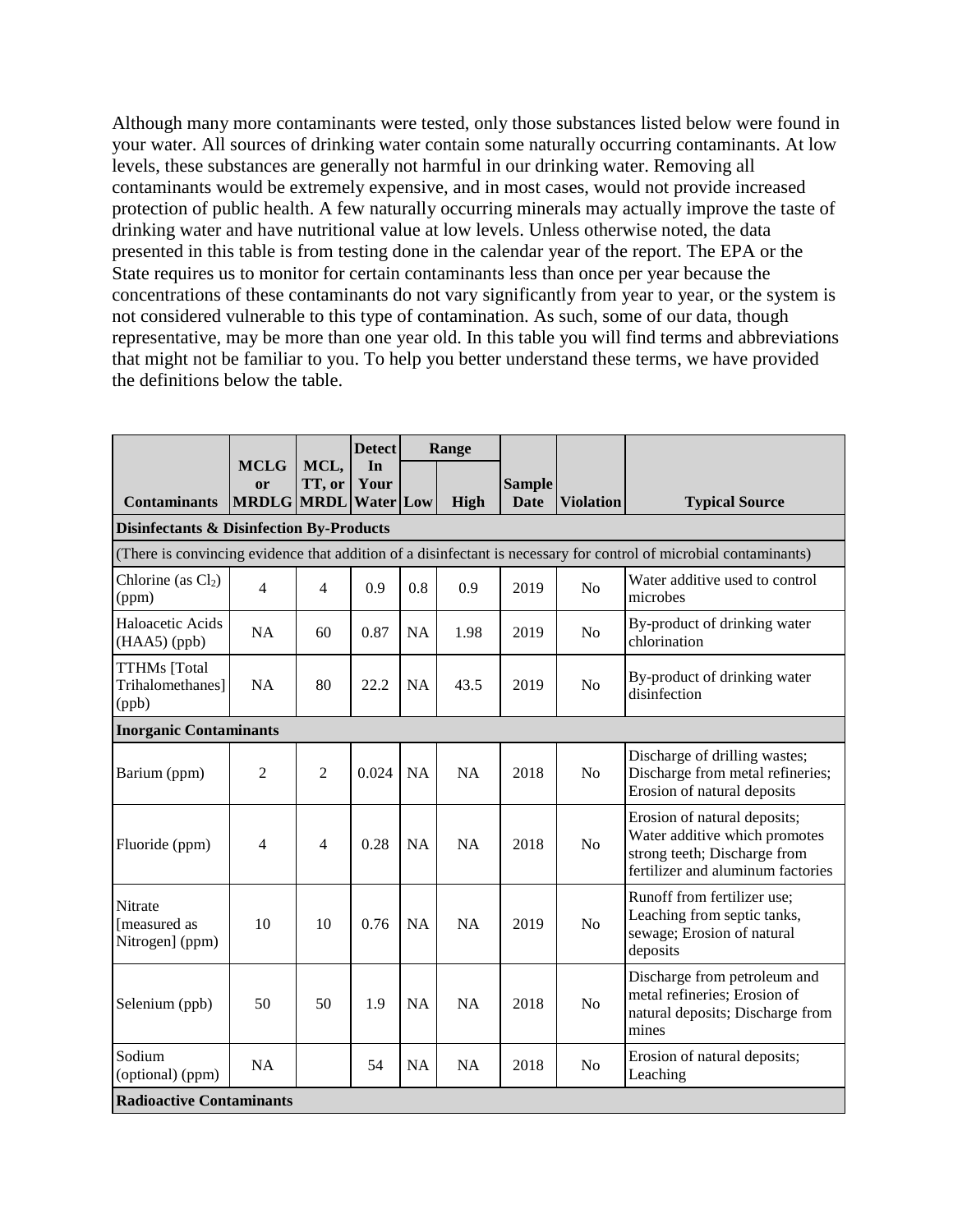Although many more contaminants were tested, only those substances listed below were found in your water. All sources of drinking water contain some naturally occurring contaminants. At low levels, these substances are generally not harmful in our drinking water. Removing all contaminants would be extremely expensive, and in most cases, would not provide increased protection of public health. A few naturally occurring minerals may actually improve the taste of drinking water and have nutritional value at low levels. Unless otherwise noted, the data presented in this table is from testing done in the calendar year of the report. The EPA or the State requires us to monitor for certain contaminants less than once per year because the concentrations of these contaminants do not vary significantly from year to year, or the system is not considered vulnerable to this type of contamination. As such, some of our data, though representative, may be more than one year old. In this table you will find terms and abbreviations that might not be familiar to you. To help you better understand these terms, we have provided the definitions below the table.

| Contaminants | MCLG or MRDLG | MCL, TT, or MRDL | Detect In Your Water | Range | | Sample Date | Violation | Typical Source |
|---|---|---|---|---|---|---|---|---|
| | | | | Low | High | | | |
| **Disinfectants & Disinfection By-Products** | | | | | | | | |
| (There is convincing evidence that addition of a disinfectant is necessary for control of microbial contaminants) | | | | | | | | |
| Chlorine (as $Cl_2$) (ppm) | 4 | 4 | 0.9 | 0.8 | 0.9 | 2019 | No | Water additive used to control microbes |
| Haloacetic Acids (HAA5) (ppb) | NA | 60 | 0.87 | NA | 1.98 | 2019 | No | By-product of drinking water chlorination |
| TTHMs [Total Trihalomethanes] (ppb) | NA | 80 | 22.2 | NA | 43.5 | 2019 | No | By-product of drinking water disinfection |
| **Inorganic Contaminants** | | | | | | | | |
| Barium (ppm) | 2 | 2 | 0.024 | NA | NA | 2018 | No | Discharge of drilling wastes; Discharge from metal refineries; Erosion of natural deposits |
| Fluoride (ppm) | 4 | 4 | 0.28 | NA | NA | 2018 | No | Erosion of natural deposits; Water additive which promotes strong teeth; Discharge from fertilizer and aluminum factories |
| Nitrate [measured as Nitrogen] (ppm) | 10 | 10 | 0.76 | NA | NA | 2019 | No | Runoff from fertilizer use; Leaching from septic tanks, sewage; Erosion of natural deposits |
| Selenium (ppb) | 50 | 50 | 1.9 | NA | NA | 2018 | No | Discharge from petroleum and metal refineries; Erosion of natural deposits; Discharge from mines |
| Sodium (optional) (ppm) | NA | | 54 | NA | NA | 2018 | No | Erosion of natural deposits; Leaching |
| **Radioactive Contaminants** | | | | | | | | |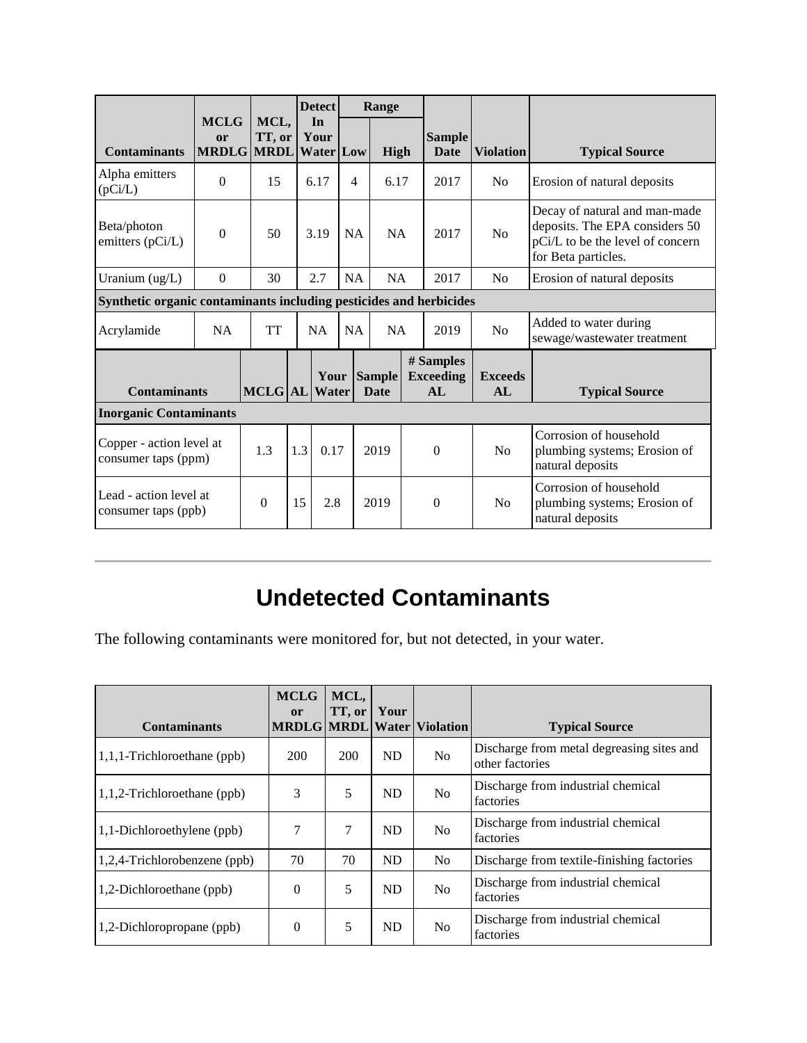| Contaminants | MCLG or MRDLG | MCL, TT, or MRDL | Detect In Your Water | Range | | Sample Date | Violation | Typical Source |
|---|---|---|---|---|---|---|---|---|
| | | | | Low | High | | | |
| Alpha emitters (pCi/L) | 0 | 15 | 6.17 | 4 | 6.17 | 2017 | No | Erosion of natural deposits |
| Beta/photon emitters (pCi/L) | 0 | 50 | 3.19 | NA | NA | 2017 | No | Decay of natural and man-made deposits. The EPA considers 50 pCi/L to be the level of concern for Beta particles. |
| Uranium (ug/L) | 0 | 30 | 2.7 | NA | NA | 2017 | No | Erosion of natural deposits |
| **Synthetic organic contaminants including pesticides and herbicides** | | | | | | | | |
| Acrylamide | NA | TT | NA | NA | NA | 2019 | No | Added to water during sewage/wastewater treatment |

| Contaminants | MCLG | AL | Your Water | Sample Date | # Samples Exceeding AL | Exceeds AL | Typical Source |
|---|---|---|---|---|---|---|---|
| **Inorganic Contaminants** | | | | | | | |
| Copper - action level at consumer taps (ppm) | 1.3 | 1.3 | 0.17 | 2019 | 0 | No | Corrosion of household plumbing systems; Erosion of natural deposits |
| Lead - action level at consumer taps (ppb) | 0 | 15 | 2.8 | 2019 | 0 | No | Corrosion of household plumbing systems; Erosion of natural deposits |

---

# Undetected Contaminants

The following contaminants were monitored for, but not detected, in your water.

| Contaminants | MCLG or MRDLG | MCL, TT, or MRDL | Your Water | Violation | Typical Source |
|---|---|---|---|---|---|
| 1,1,1-Trichloroethane (ppb) | 200 | 200 | ND | No | Discharge from metal degreasing sites and other factories |
| 1,1,2-Trichloroethane (ppb) | 3 | 5 | ND | No | Discharge from industrial chemical factories |
| 1,1-Dichloroethylene (ppb) | 7 | 7 | ND | No | Discharge from industrial chemical factories |
| 1,2,4-Trichlorobenzene (ppb) | 70 | 70 | ND | No | Discharge from textile-finishing factories |
| 1,2-Dichloroethane (ppb) | 0 | 5 | ND | No | Discharge from industrial chemical factories |
| 1,2-Dichloropropane (ppb) | 0 | 5 | ND | No | Discharge from industrial chemical factories |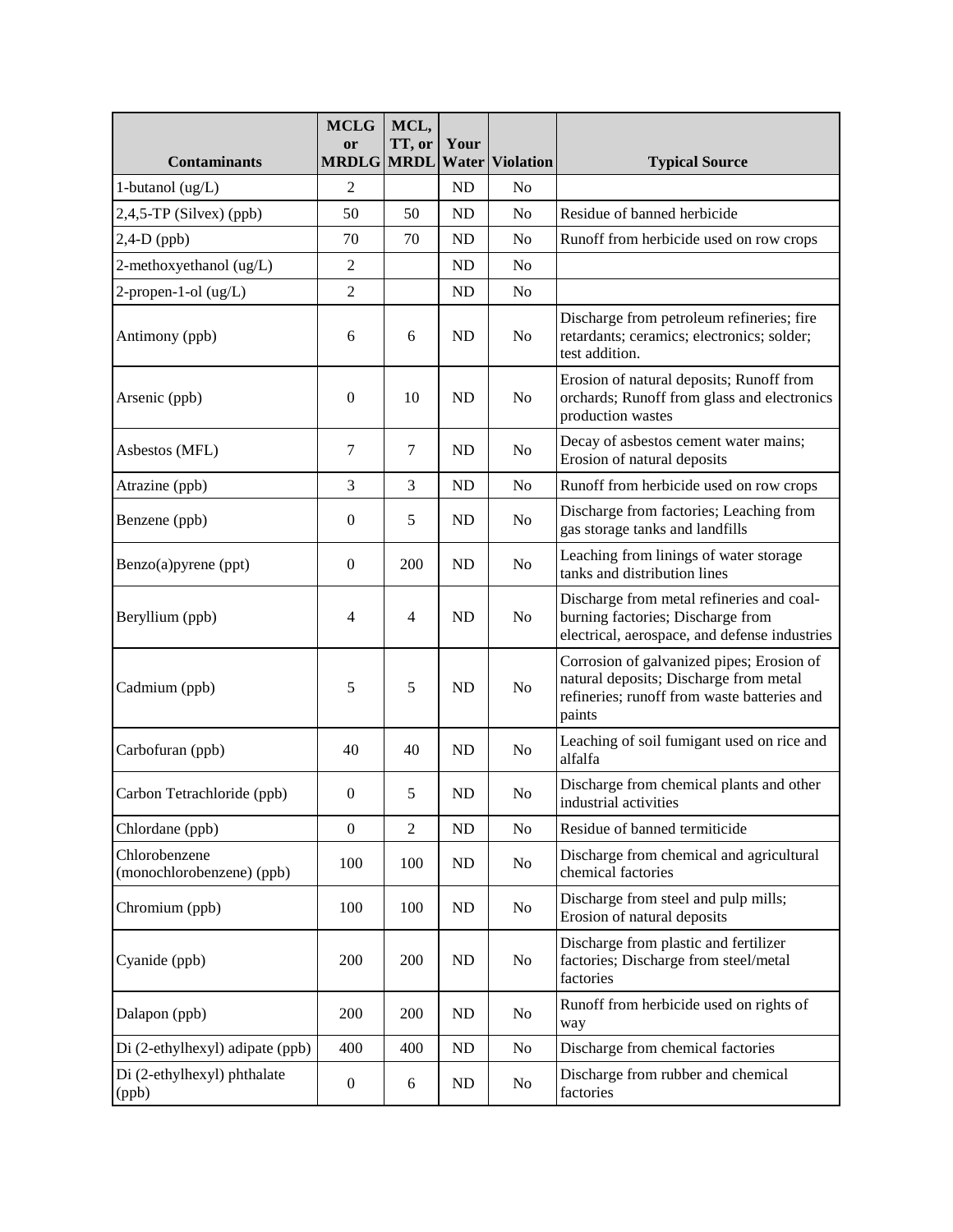| Contaminants | MCLG or MRDLG | MCL, TT, or MRDL | Your Water | Violation | Typical Source |
|---|---|---|---|---|---|
| 1-butanol (ug/L) | 2 | | ND | No | |
| 2,4,5-TP (Silvex) (ppb) | 50 | 50 | ND | No | Residue of banned herbicide |
| 2,4-D (ppb) | 70 | 70 | ND | No | Runoff from herbicide used on row crops |
| 2-methoxyethanol (ug/L) | 2 | | ND | No | |
| 2-propen-1-ol (ug/L) | 2 | | ND | No | |
| Antimony (ppb) | 6 | 6 | ND | No | Discharge from petroleum refineries; fire retardants; ceramics; electronics; solder; test addition. |
| Arsenic (ppb) | 0 | 10 | ND | No | Erosion of natural deposits; Runoff from orchards; Runoff from glass and electronics production wastes |
| Asbestos (MFL) | 7 | 7 | ND | No | Decay of asbestos cement water mains; Erosion of natural deposits |
| Atrazine (ppb) | 3 | 3 | ND | No | Runoff from herbicide used on row crops |
| Benzene (ppb) | 0 | 5 | ND | No | Discharge from factories; Leaching from gas storage tanks and landfills |
| Benzo(a)pyrene (ppt) | 0 | 200 | ND | No | Leaching from linings of water storage tanks and distribution lines |
| Beryllium (ppb) | 4 | 4 | ND | No | Discharge from metal refineries and coal-burning factories; Discharge from electrical, aerospace, and defense industries |
| Cadmium (ppb) | 5 | 5 | ND | No | Corrosion of galvanized pipes; Erosion of natural deposits; Discharge from metal refineries; runoff from waste batteries and paints |
| Carbofuran (ppb) | 40 | 40 | ND | No | Leaching of soil fumigant used on rice and alfalfa |
| Carbon Tetrachloride (ppb) | 0 | 5 | ND | No | Discharge from chemical plants and other industrial activities |
| Chlordane (ppb) | 0 | 2 | ND | No | Residue of banned termiticide |
| Chlorobenzene (monochlorobenzene) (ppb) | 100 | 100 | ND | No | Discharge from chemical and agricultural chemical factories |
| Chromium (ppb) | 100 | 100 | ND | No | Discharge from steel and pulp mills; Erosion of natural deposits |
| Cyanide (ppb) | 200 | 200 | ND | No | Discharge from plastic and fertilizer factories; Discharge from steel/metal factories |
| Dalapon (ppb) | 200 | 200 | ND | No | Runoff from herbicide used on rights of way |
| Di (2-ethylhexyl) adipate (ppb) | 400 | 400 | ND | No | Discharge from chemical factories |
| Di (2-ethylhexyl) phthalate (ppb) | 0 | 6 | ND | No | Discharge from rubber and chemical factories |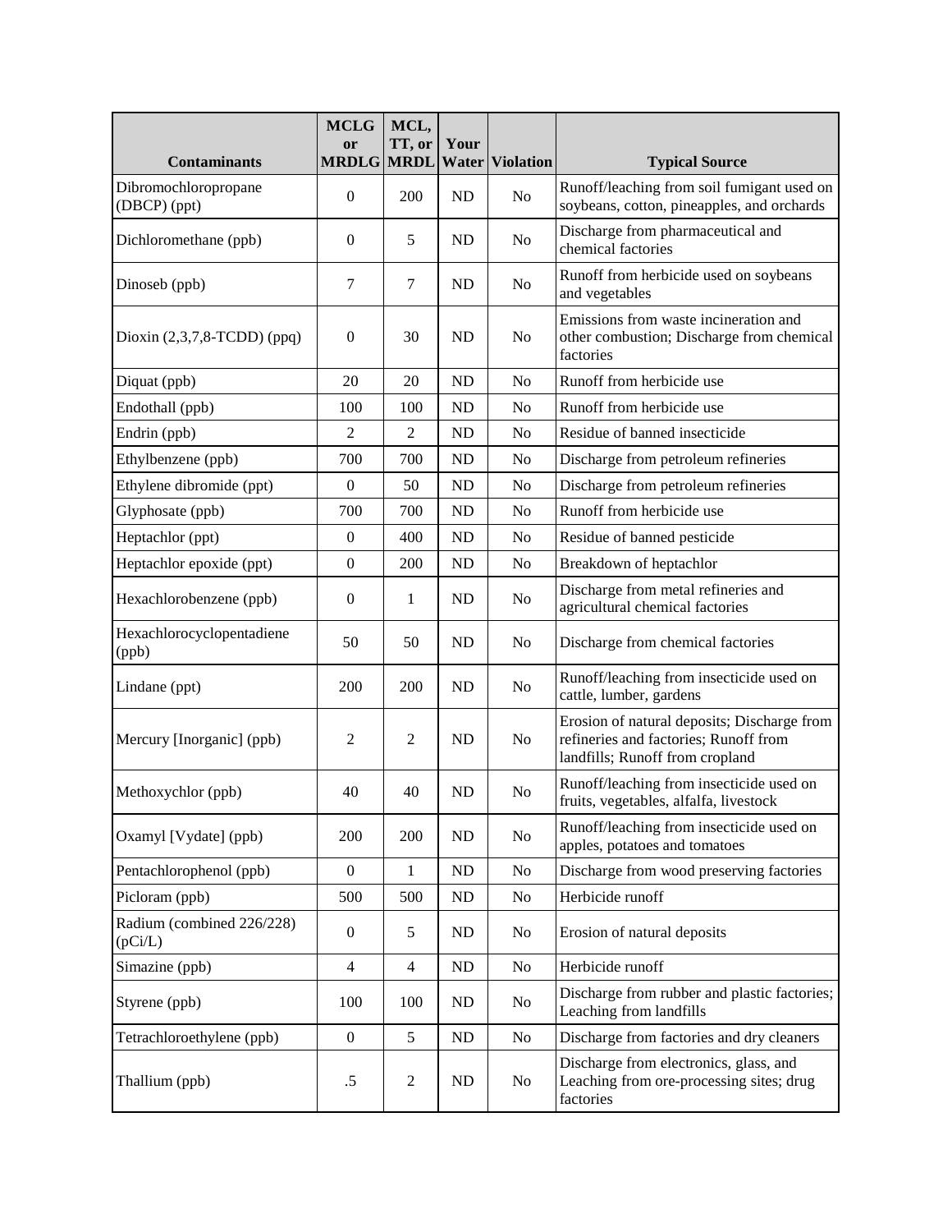| Contaminants | MCLG or MRDLG | MCL, TT, or MRDL | Your Water | Violation | Typical Source |
|---|---|---|---|---|---|
| Dibromochloropropane (DBCP) (ppt) | 0 | 200 | ND | No | Runoff/leaching from soil fumigant used on soybeans, cotton, pineapples, and orchards |
| Dichloromethane (ppb) | 0 | 5 | ND | No | Discharge from pharmaceutical and chemical factories |
| Dinoseb (ppb) | 7 | 7 | ND | No | Runoff from herbicide used on soybeans and vegetables |
| Dioxin (2,3,7,8-TCDD) (ppq) | 0 | 30 | ND | No | Emissions from waste incineration and other combustion; Discharge from chemical factories |
| Diquat (ppb) | 20 | 20 | ND | No | Runoff from herbicide use |
| Endothall (ppb) | 100 | 100 | ND | No | Runoff from herbicide use |
| Endrin (ppb) | 2 | 2 | ND | No | Residue of banned insecticide |
| Ethylbenzene (ppb) | 700 | 700 | ND | No | Discharge from petroleum refineries |
| Ethylene dibromide (ppt) | 0 | 50 | ND | No | Discharge from petroleum refineries |
| Glyphosate (ppb) | 700 | 700 | ND | No | Runoff from herbicide use |
| Heptachlor (ppt) | 0 | 400 | ND | No | Residue of banned pesticide |
| Heptachlor epoxide (ppt) | 0 | 200 | ND | No | Breakdown of heptachlor |
| Hexachlorobenzene (ppb) | 0 | 1 | ND | No | Discharge from metal refineries and agricultural chemical factories |
| Hexachlorocyclopentadiene (ppb) | 50 | 50 | ND | No | Discharge from chemical factories |
| Lindane (ppt) | 200 | 200 | ND | No | Runoff/leaching from insecticide used on cattle, lumber, gardens |
| Mercury [Inorganic] (ppb) | 2 | 2 | ND | No | Erosion of natural deposits; Discharge from refineries and factories; Runoff from landfills; Runoff from cropland |
| Methoxychlor (ppb) | 40 | 40 | ND | No | Runoff/leaching from insecticide used on fruits, vegetables, alfalfa, livestock |
| Oxamyl [Vydate] (ppb) | 200 | 200 | ND | No | Runoff/leaching from insecticide used on apples, potatoes and tomatoes |
| Pentachlorophenol (ppb) | 0 | 1 | ND | No | Discharge from wood preserving factories |
| Picloram (ppb) | 500 | 500 | ND | No | Herbicide runoff |
| Radium (combined 226/228) (pCi/L) | 0 | 5 | ND | No | Erosion of natural deposits |
| Simazine (ppb) | 4 | 4 | ND | No | Herbicide runoff |
| Styrene (ppb) | 100 | 100 | ND | No | Discharge from rubber and plastic factories; Leaching from landfills |
| Tetrachloroethylene (ppb) | 0 | 5 | ND | No | Discharge from factories and dry cleaners |
| Thallium (ppb) | .5 | 2 | ND | No | Discharge from electronics, glass, and Leaching from ore-processing sites; drug factories |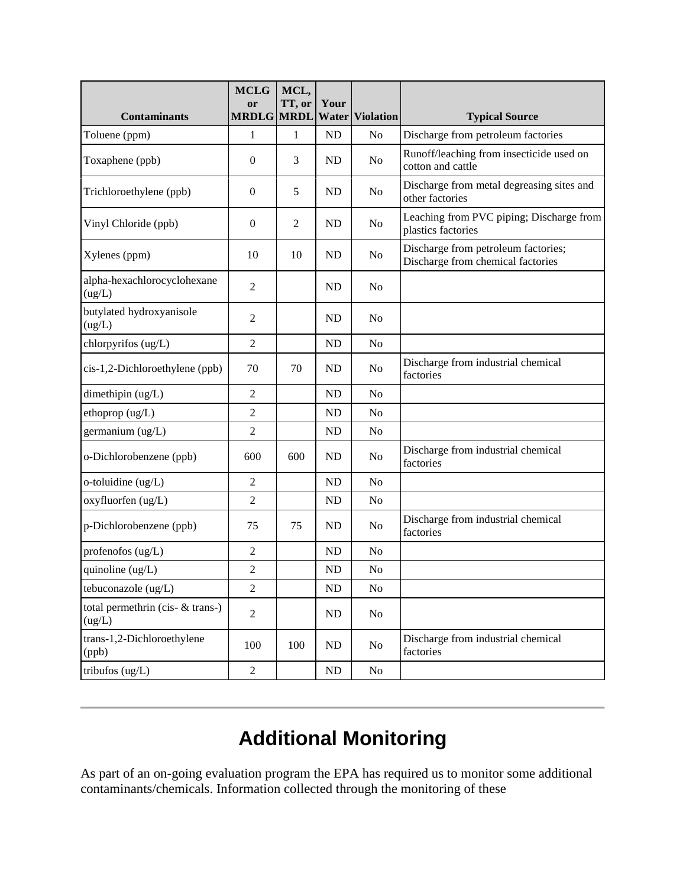| Contaminants | MCLG or MRDLG | MCL, TT, or MRDL | Your Water | Violation | Typical Source |
| --- | --- | --- | --- | --- | --- |
| Toluene (ppm) | 1 | 1 | ND | No | Discharge from petroleum factories |
| Toxaphene (ppb) | 0 | 3 | ND | No | Runoff/leaching from insecticide used on cotton and cattle |
| Trichloroethylene (ppb) | 0 | 5 | ND | No | Discharge from metal degreasing sites and other factories |
| Vinyl Chloride (ppb) | 0 | 2 | ND | No | Leaching from PVC piping; Discharge from plastics factories |
| Xylenes (ppm) | 10 | 10 | ND | No | Discharge from petroleum factories; Discharge from chemical factories |
| alpha-hexachlorocyclohexane (ug/L) | 2 | | ND | No | |
| butylated hydroxyanisole (ug/L) | 2 | | ND | No | |
| chlorpyrifos (ug/L) | 2 | | ND | No | |
| cis-1,2-Dichloroethylene (ppb) | 70 | 70 | ND | No | Discharge from industrial chemical factories |
| dimethipin (ug/L) | 2 | | ND | No | |
| ethoprop (ug/L) | 2 | | ND | No | |
| germanium (ug/L) | 2 | | ND | No | |
| o-Dichlorobenzene (ppb) | 600 | 600 | ND | No | Discharge from industrial chemical factories |
| o-toluidine (ug/L) | 2 | | ND | No | |
| oxyfluorfen (ug/L) | 2 | | ND | No | |
| p-Dichlorobenzene (ppb) | 75 | 75 | ND | No | Discharge from industrial chemical factories |
| profenofos (ug/L) | 2 | | ND | No | |
| quinoline (ug/L) | 2 | | ND | No | |
| tebuconazole (ug/L) | 2 | | ND | No | |
| total permethrin (cis- & trans-) (ug/L) | 2 | | ND | No | |
| trans-1,2-Dichloroethylene (ppb) | 100 | 100 | ND | No | Discharge from industrial chemical factories |
| tribufos (ug/L) | 2 | | ND | No | |

---

# Additional Monitoring

As part of an on-going evaluation program the EPA has required us to monitor some additional contaminants/chemicals. Information collected through the monitoring of these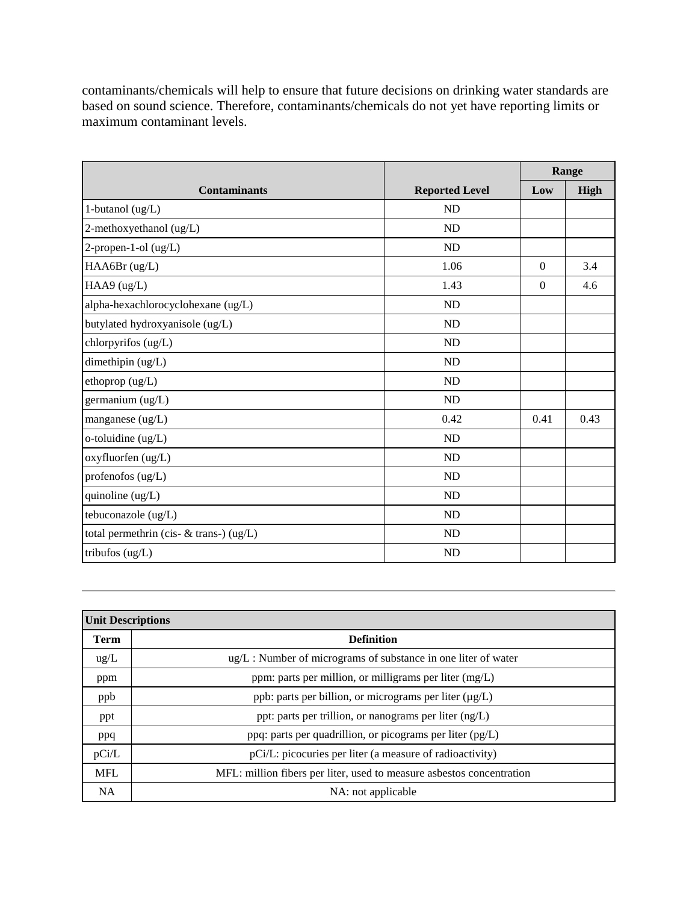contaminants/chemicals will help to ensure that future decisions on drinking water standards are based on sound science. Therefore, contaminants/chemicals do not yet have reporting limits or maximum contaminant levels.

| Contaminants | Reported Level | Range | |
|---|---|---|---|
| | | Low | High |
| 1-butanol (ug/L) | ND | | |
| 2-methoxyethanol (ug/L) | ND | | |
| 2-propen-1-ol (ug/L) | ND | | |
| HAA6Br (ug/L) | 1.06 | 0 | 3.4 |
| HAA9 (ug/L) | 1.43 | 0 | 4.6 |
| alpha-hexachlorocyclohexane (ug/L) | ND | | |
| butylated hydroxyanisole (ug/L) | ND | | |
| chlorpyrifos (ug/L) | ND | | |
| dimethipin (ug/L) | ND | | |
| ethoprop (ug/L) | ND | | |
| germanium (ug/L) | ND | | |
| manganese (ug/L) | 0.42 | 0.41 | 0.43 |
| o-toluidine (ug/L) | ND | | |
| oxyfluorfen (ug/L) | ND | | |
| profenofos (ug/L) | ND | | |
| quinoline (ug/L) | ND | | |
| tebuconazole (ug/L) | ND | | |
| total permethrin (cis- & trans-) (ug/L) | ND | | |
| tribufos (ug/L) | ND | | |

---

| Unit Descriptions | |
|---|---|
| Term | Definition |
| ug/L | ug/L : Number of micrograms of substance in one liter of water |
| ppm | ppm: parts per million, or milligrams per liter (mg/L) |
| ppb | ppb: parts per billion, or micrograms per liter (µg/L) |
| ppt | ppt: parts per trillion, or nanograms per liter (ng/L) |
| ppq | ppq: parts per quadrillion, or picograms per liter (pg/L) |
| pCi/L | pCi/L: picocuries per liter (a measure of radioactivity) |
| MFL | MFL: million fibers per liter, used to measure asbestos concentration |
| NA | NA: not applicable |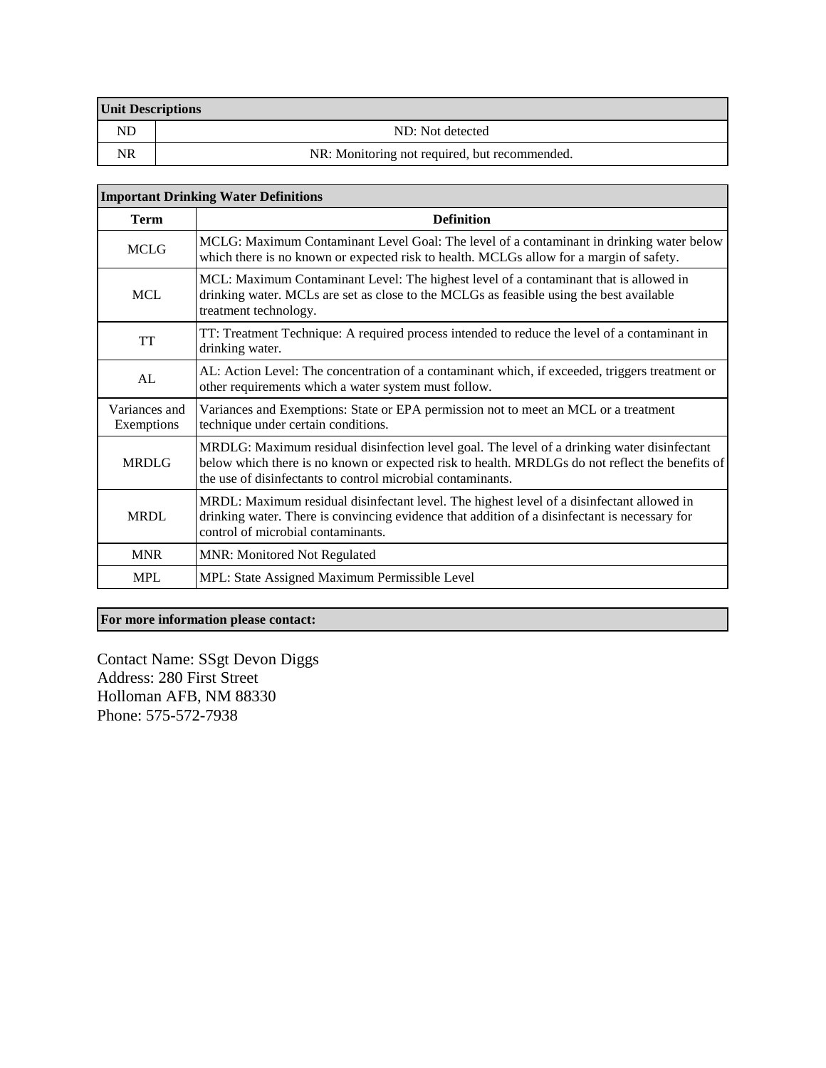| Unit Descriptions | |
|---|---|
| ND | ND: Not detected |
| NR | NR: Monitoring not required, but recommended. |

| Important Drinking Water Definitions | |
|---|---|
| **Term** | **Definition** |
| MCLG | MCLG: Maximum Contaminant Level Goal: The level of a contaminant in drinking water below which there is no known or expected risk to health. MCLGs allow for a margin of safety. |
| MCL | MCL: Maximum Contaminant Level: The highest level of a contaminant that is allowed in drinking water. MCLs are set as close to the MCLGs as feasible using the best available treatment technology. |
| TT | TT: Treatment Technique: A required process intended to reduce the level of a contaminant in drinking water. |
| AL | AL: Action Level: The concentration of a contaminant which, if exceeded, triggers treatment or other requirements which a water system must follow. |
| Variances and Exemptions | Variances and Exemptions: State or EPA permission not to meet an MCL or a treatment technique under certain conditions. |
| MRDLG | MRDLG: Maximum residual disinfection level goal. The level of a drinking water disinfectant below which there is no known or expected risk to health. MRDLGs do not reflect the benefits of the use of disinfectants to control microbial contaminants. |
| MRDL | MRDL: Maximum residual disinfectant level. The highest level of a disinfectant allowed in drinking water. There is convincing evidence that addition of a disinfectant is necessary for control of microbial contaminants. |
| MNR | MNR: Monitored Not Regulated |
| MPL | MPL: State Assigned Maximum Permissible Level |

**For more information please contact:**

Contact Name: SSgt Devon Diggs
Address: 280 First Street
Holloman AFB, NM 88330
Phone: 575-572-7938